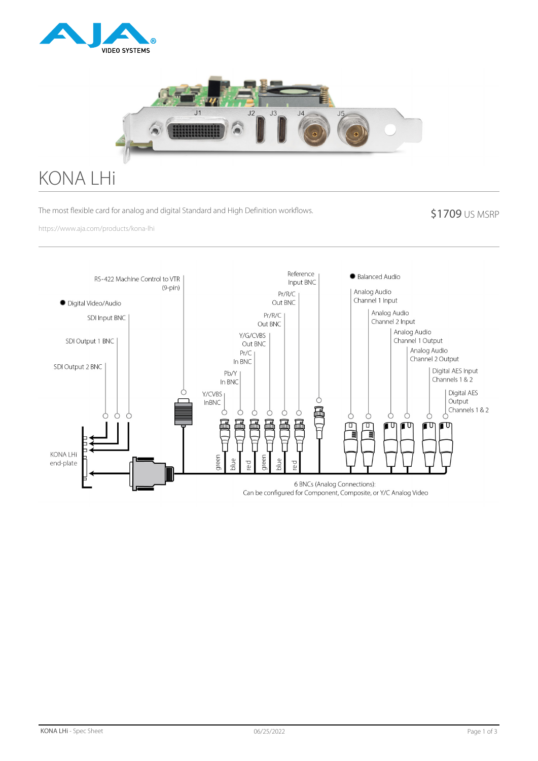# KONA LHi

The most flexible card for analog and digital Standard and High Definition workflows.

$1709 US MSRP

https://www.aja.com/products/kona-lhi

RS-422 Machine Control to VTR (9-pin)

● Digital Video/Audio

SDI Input BNC

SDI Output 1 BNC

SDI Output 2 BNC

Reference Input BNC

Pr/R/C Out BNC

Pr/R/C Out BNC

Y/G/CVBS Out BNC

Pr/C In BNC

Pb/Y In BNC

Y/CVBS In BNC

● Balanced Audio

Analog Audio Channel 1 Input

Analog Audio Channel 2 Input

Analog Audio Channel 1 Output

Analog Audio Channel 2 Output

Digital AES Input Channels 1 & 2

Digital AES Output Channels 1 & 2

KONA LHi end-plate

green, blue, red, green, blue, red

6 BNCs (Analog Connections):
Can be configured for Component, Composite, or Y/C Analog Video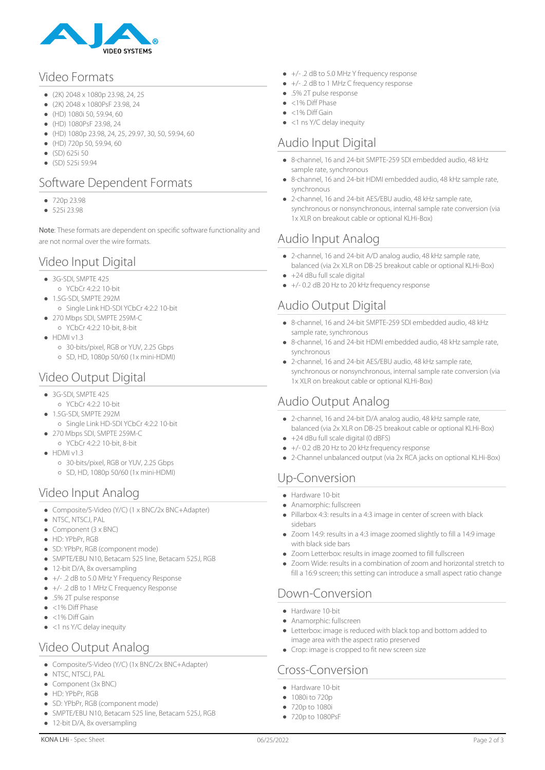## Video Formats

- (2K) 2048 x 1080p 23.98, 24, 25
- (2K) 2048 x 1080PsF 23.98, 24
- (HD) 1080i 50, 59.94, 60
- (HD) 1080PsF 23.98, 24
- (HD) 1080p 23.98, 24, 25, 29.97, 30, 50, 59.94, 60
- (HD) 720p 50, 59.94, 60
- (SD) 625i 50
- (SD) 525i 59.94

## Software Dependent Formats

- 720p 23.98
- 525i 23.98

Note: These formats are dependent on specific software functionality and are not normal over the wire formats.

## Video Input Digital

- 3G-SDI, SMPTE 425
  - YCbCr 4:2:2 10-bit
- 1.5G-SDI, SMPTE 292M
  - Single Link HD-SDI YCbCr 4:2:2 10-bit
- 270 Mbps SDI, SMPTE 259M-C
  - YCbCr 4:2:2 10-bit, 8-bit
- HDMI v1.3
  - 30-bits/pixel, RGB or YUV, 2.25 Gbps
  - SD, HD, 1080p 50/60 (1x mini-HDMI)

## Video Output Digital

- 3G-SDI, SMPTE 425
  - YCbCr 4:2:2 10-bit
- 1.5G-SDI, SMPTE 292M
  - Single Link HD-SDI YCbCr 4:2:2 10-bit
- 270 Mbps SDI, SMPTE 259M-C
  - YCbCr 4:2:2 10-bit, 8-bit
- HDMI v1.3
  - 30-bits/pixel, RGB or YUV, 2.25 Gbps
  - SD, HD, 1080p 50/60 (1x mini-HDMI)

## Video Input Analog

- Composite/S-Video (Y/C) (1 x BNC/2x BNC+Adapter)
- NTSC, NTSCJ, PAL
- Component (3 x BNC)
- HD: YPbPr, RGB
- SD: YPbPr, RGB (component mode)
- SMPTE/EBU N10, Betacam 525 line, Betacam 525J, RGB
- 12-bit D/A, 8x oversampling
- +/- .2 dB to 5.0 MHz Y Frequency Response
- +/- .2 dB to 1 MHz C Frequency Response
- .5% 2T pulse response
- <1% Diff Phase
- <1% Diff Gain
- <1 ns Y/C delay inequity

## Video Output Analog

- Composite/S-Video (Y/C) (1x BNC/2x BNC+Adapter)
- NTSC, NTSCJ, PAL
- Component (3x BNC)
- HD: YPbPr, RGB
- SD: YPbPr, RGB (component mode)
- SMPTE/EBU N10, Betacam 525 line, Betacam 525J, RGB
- 12-bit D/A, 8x oversampling
- +/- .2 dB to 5.0 MHz Y frequency response
- +/- .2 dB to 1 MHz C frequency response
- .5% 2T pulse response
- <1% Diff Phase
- <1% Diff Gain
- <1 ns Y/C delay inequity

## Audio Input Digital

- 8-channel, 16 and 24-bit SMPTE-259 SDI embedded audio, 48 kHz sample rate, synchronous
- 8-channel, 16 and 24-bit HDMI embedded audio, 48 kHz sample rate, synchronous
- 2-channel, 16 and 24-bit AES/EBU audio, 48 kHz sample rate, synchronous or nonsynchronous, internal sample rate conversion (via 1x XLR on breakout cable or optional KLHi-Box)

## Audio Input Analog

- 2-channel, 16 and 24-bit A/D analog audio, 48 kHz sample rate, balanced (via 2x XLR on DB-25 breakout cable or optional KLHi-Box)
- +24 dBu full scale digital
- +/- 0.2 dB 20 Hz to 20 kHz frequency response

## Audio Output Digital

- 8-channel, 16 and 24-bit SMPTE-259 SDI embedded audio, 48 kHz sample rate, synchronous
- 8-channel, 16 and 24-bit HDMI embedded audio, 48 kHz sample rate, synchronous
- 2-channel, 16 and 24-bit AES/EBU audio, 48 kHz sample rate, synchronous or nonsynchronous, internal sample rate conversion (via 1x XLR on breakout cable or optional KLHi-Box)

## Audio Output Analog

- 2-channel, 16 and 24-bit D/A analog audio, 48 kHz sample rate, balanced (via 2x XLR on DB-25 breakout cable or optional KLHi-Box)
- +24 dBu full scale digital (0 dBFS)
- +/- 0.2 dB 20 Hz to 20 kHz frequency response
- 2-Channel unbalanced output (via 2x RCA jacks on optional KLHi-Box)

## Up-Conversion

- Hardware 10-bit
- Anamorphic: fullscreen
- Pillarbox 4:3: results in a 4:3 image in center of screen with black sidebars
- Zoom 14:9: results in a 4:3 image zoomed slightly to fill a 14:9 image with black side bars
- Zoom Letterbox: results in image zoomed to fill fullscreen
- Zoom Wide: results in a combination of zoom and horizontal stretch to fill a 16:9 screen; this setting can introduce a small aspect ratio change

## Down-Conversion

- Hardware 10-bit
- Anamorphic: fullscreen
- Letterbox: image is reduced with black top and bottom added to image area with the aspect ratio preserved
- Crop: image is cropped to fit new screen size

## Cross-Conversion

- Hardware 10-bit
- 1080i to 720p
- 720p to 1080i
- 720p to 1080PsF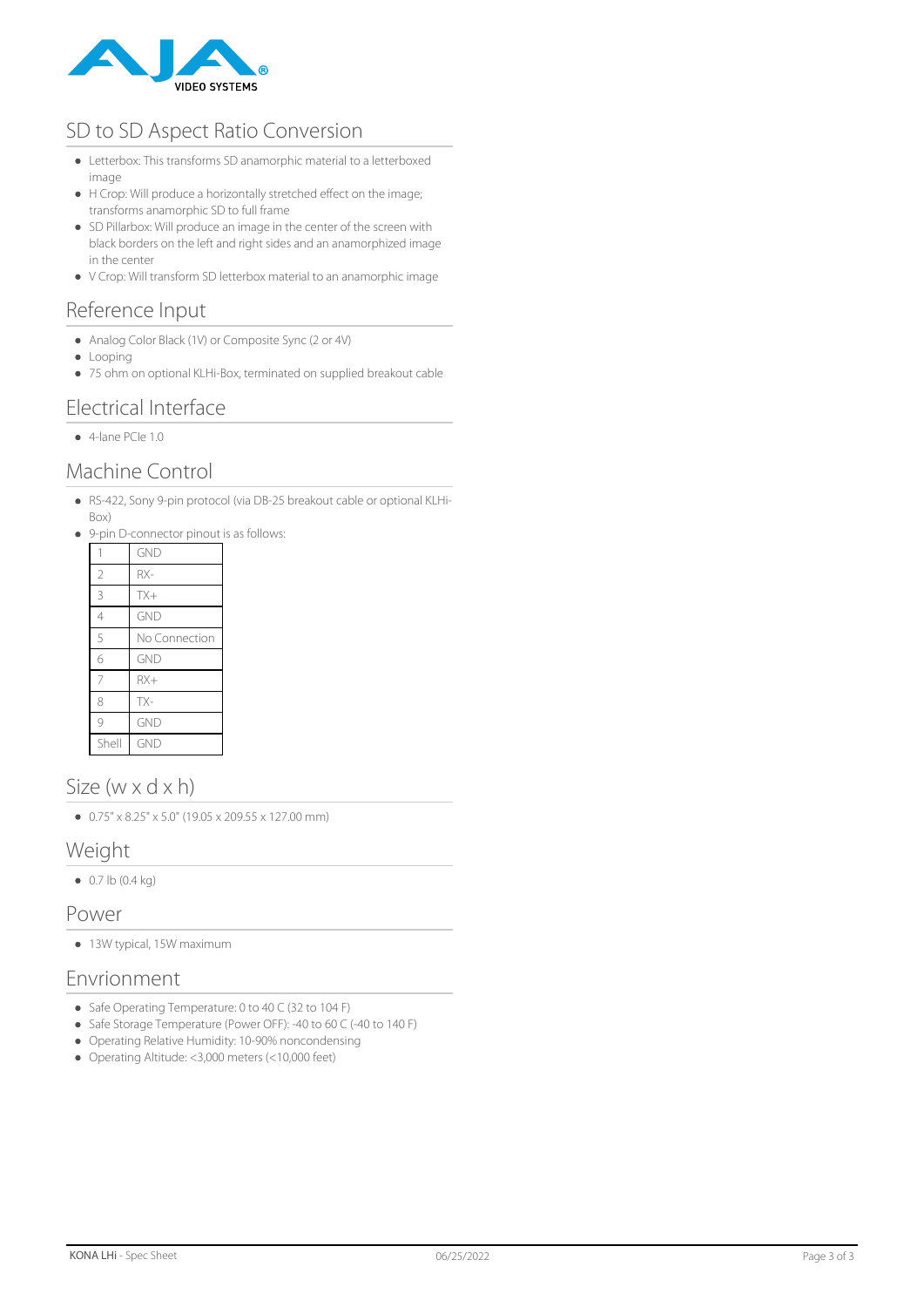## SD to SD Aspect Ratio Conversion

- Letterbox: This transforms SD anamorphic material to a letterboxed image
- H Crop: Will produce a horizontally stretched effect on the image; transforms anamorphic SD to full frame
- SD Pillarbox: Will produce an image in the center of the screen with black borders on the left and right sides and an anamorphized image in the center
- V Crop: Will transform SD letterbox material to an anamorphic image

## Reference Input

- Analog Color Black (1V) or Composite Sync (2 or 4V)
- Looping
- 75 ohm on optional KLHi-Box, terminated on supplied breakout cable

## Electrical Interface

- 4-lane PCIe 1.0

## Machine Control

- RS-422, Sony 9-pin protocol (via DB-25 breakout cable or optional KLHi-Box)
- 9-pin D-connector pinout is as follows:

| | |
|---|---|
| 1 | GND |
| 2 | RX- |
| 3 | TX+ |
| 4 | GND |
| 5 | No Connection |
| 6 | GND |
| 7 | RX+ |
| 8 | TX- |
| 9 | GND |
| Shell | GND |

## Size (w x d x h)

- 0.75" x 8.25" x 5.0" (19.05 x 209.55 x 127.00 mm)

## Weight

- 0.7 lb (0.4 kg)

## Power

- 13W typical, 15W maximum

## Envrionment

- Safe Operating Temperature: 0 to 40 C (32 to 104 F)
- Safe Storage Temperature (Power OFF): -40 to 60 C (-40 to 140 F)
- Operating Relative Humidity: 10-90% noncondensing
- Operating Altitude: <3,000 meters (<10,000 feet)